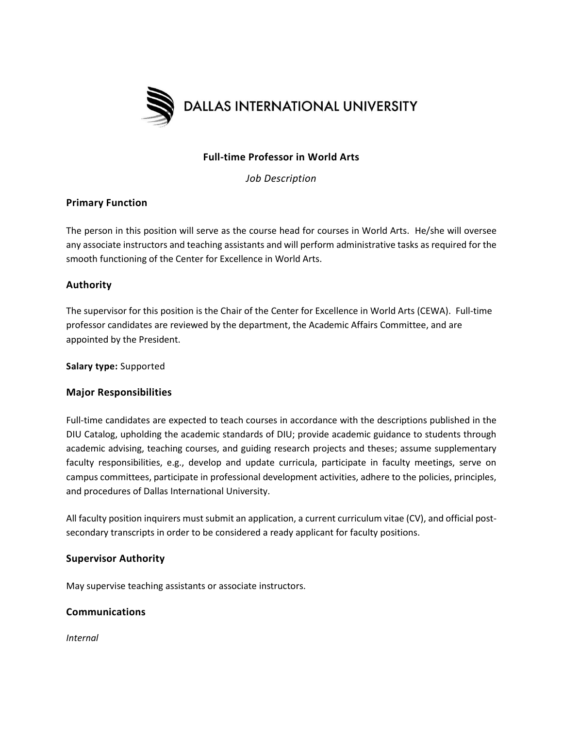DALLAS INTERNATIONAL UNIVERSITY

**Full-time Professor in World Arts**

*Job Description*

## Primary Function

The person in this position will serve as the course head for courses in World Arts. He/she will oversee any associate instructors and teaching assistants and will perform administrative tasks as required for the smooth functioning of the Center for Excellence in World Arts.

## Authority

The supervisor for this position is the Chair of the Center for Excellence in World Arts (CEWA). Full-time professor candidates are reviewed by the department, the Academic Affairs Committee, and are appointed by the President.

**Salary type:** Supported

## Major Responsibilities

Full-time candidates are expected to teach courses in accordance with the descriptions published in the DIU Catalog, upholding the academic standards of DIU; provide academic guidance to students through academic advising, teaching courses, and guiding research projects and theses; assume supplementary faculty responsibilities, e.g., develop and update curricula, participate in faculty meetings, serve on campus committees, participate in professional development activities, adhere to the policies, principles, and procedures of Dallas International University.

All faculty position inquirers must submit an application, a current curriculum vitae (CV), and official post-secondary transcripts in order to be considered a ready applicant for faculty positions.

## Supervisor Authority

May supervise teaching assistants or associate instructors.

## Communications

*Internal*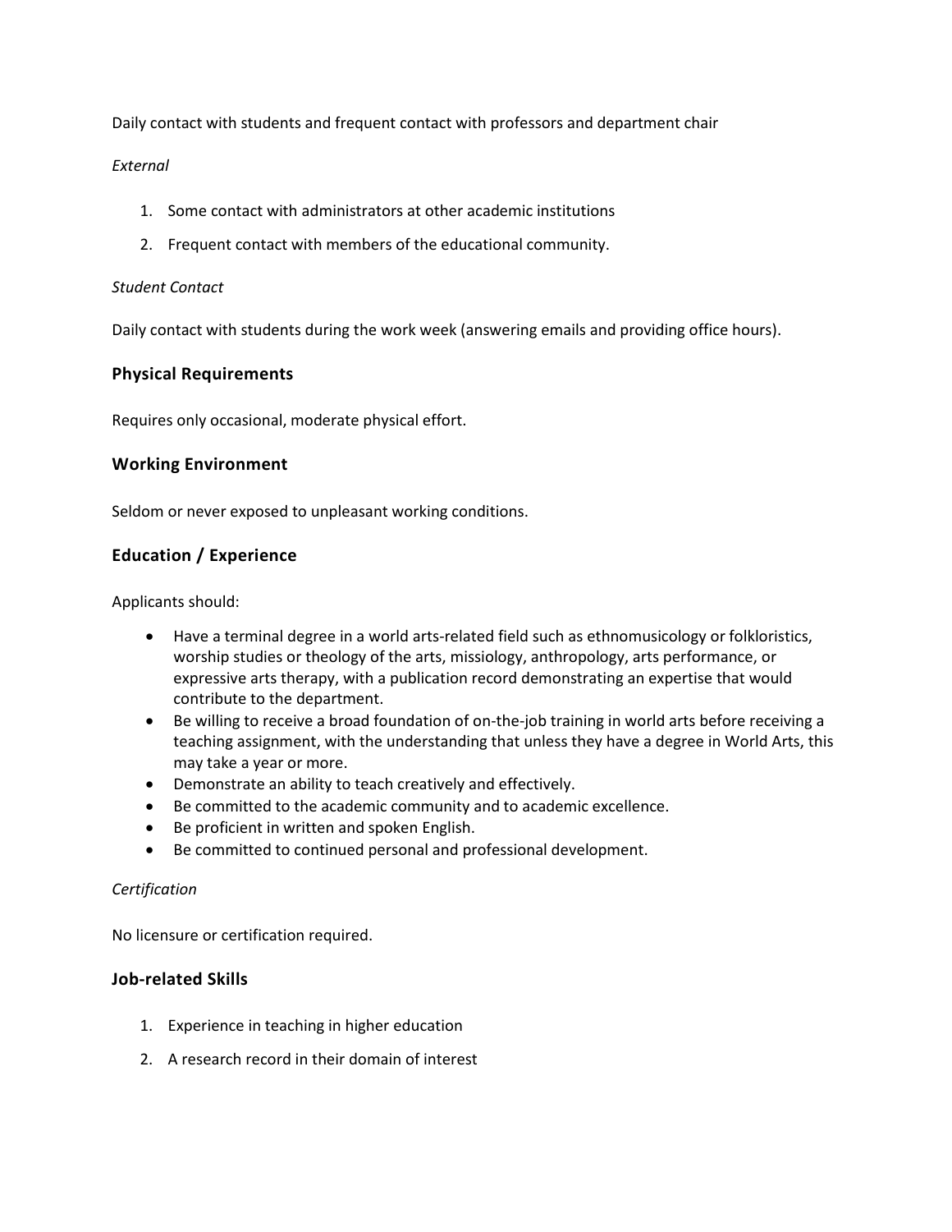Daily contact with students and frequent contact with professors and department chair

*External*

1. Some contact with administrators at other academic institutions
2. Frequent contact with members of the educational community.

*Student Contact*

Daily contact with students during the work week (answering emails and providing office hours).

### Physical Requirements

Requires only occasional, moderate physical effort.

### Working Environment

Seldom or never exposed to unpleasant working conditions.

### Education / Experience

Applicants should:

- Have a terminal degree in a world arts-related field such as ethnomusicology or folkloristics, worship studies or theology of the arts, missiology, anthropology, arts performance, or expressive arts therapy, with a publication record demonstrating an expertise that would contribute to the department.
- Be willing to receive a broad foundation of on-the-job training in world arts before receiving a teaching assignment, with the understanding that unless they have a degree in World Arts, this may take a year or more.
- Demonstrate an ability to teach creatively and effectively.
- Be committed to the academic community and to academic excellence.
- Be proficient in written and spoken English.
- Be committed to continued personal and professional development.

*Certification*

No licensure or certification required.

### Job-related Skills

1. Experience in teaching in higher education
2. A research record in their domain of interest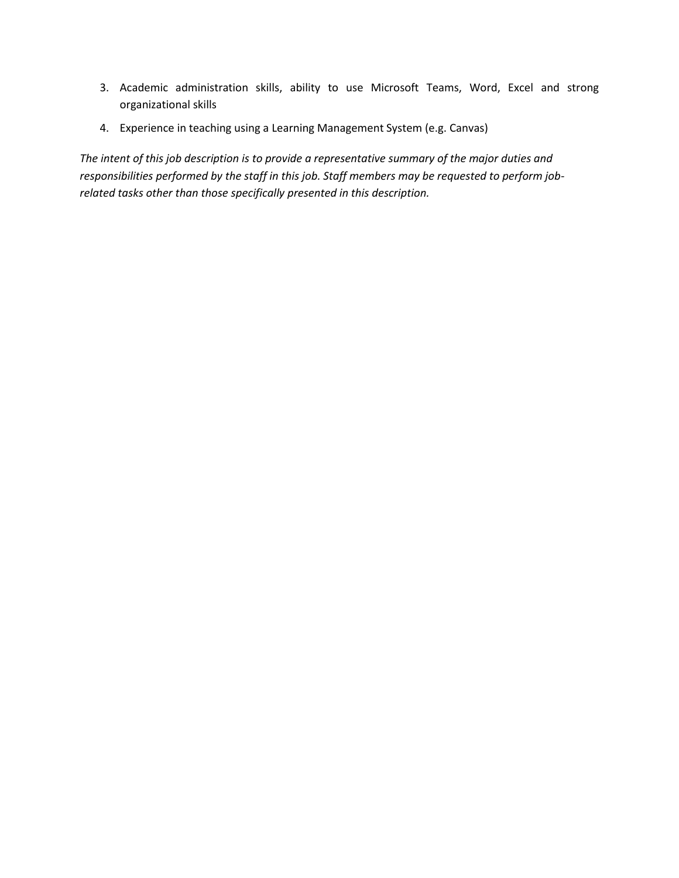3. Academic administration skills, ability to use Microsoft Teams, Word, Excel and strong organizational skills
4. Experience in teaching using a Learning Management System (e.g. Canvas)

*The intent of this job description is to provide a representative summary of the major duties and responsibilities performed by the staff in this job. Staff members may be requested to perform job-related tasks other than those specifically presented in this description.*